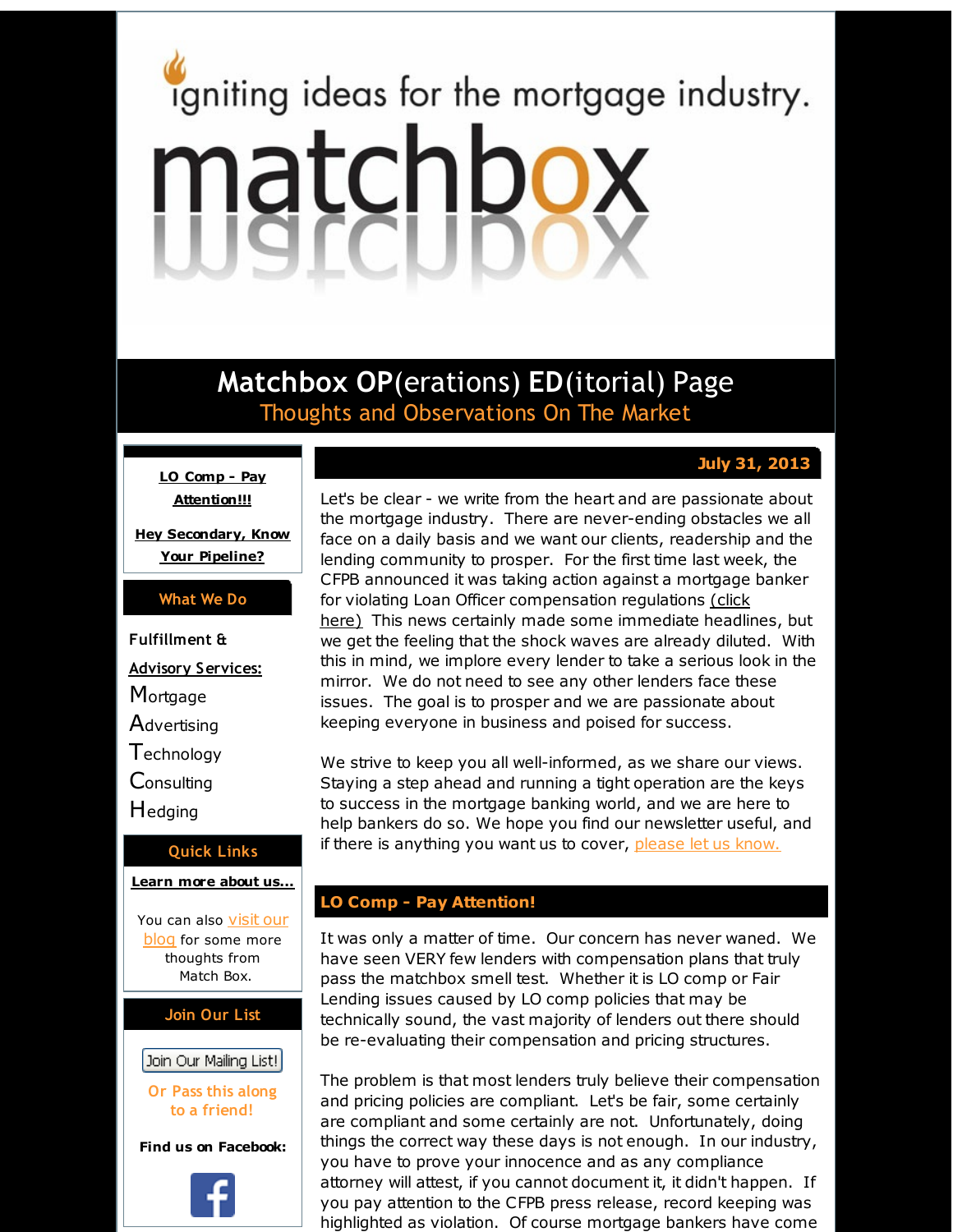igniting ideas for the mortgage industry.

# matchbox

## Matchbox OP(erations) ED(itorial) Page

Thoughts and Observations On The Market

**LO Comp - Pay Attention!!!**

**Hey Secondary, Know Your Pipeline?**

**What We Do**

**Fulfillment & Advisory Services:**

Mortgage
Advertising
Technology
Consulting
Hedging

**Quick Links**

**Learn more about us...**

You can also visit our blog for some more thoughts from Match Box.

**Join Our List**

Join Our Mailing List!

Or Pass this along to a friend!

**Find us on Facebook:**

**July 31, 2013**

Let's be clear - we write from the heart and are passionate about the mortgage industry. There are never-ending obstacles we all face on a daily basis and we want our clients, readership and the lending community to prosper. For the first time last week, the CFPB announced it was taking action against a mortgage banker for violating Loan Officer compensation regulations (click here) This news certainly made some immediate headlines, but we get the feeling that the shock waves are already diluted. With this in mind, we implore every lender to take a serious look in the mirror. We do not need to see any other lenders face these issues. The goal is to prosper and we are passionate about keeping everyone in business and poised for success.

We strive to keep you all well-informed, as we share our views. Staying a step ahead and running a tight operation are the keys to success in the mortgage banking world, and we are here to help bankers do so. We hope you find our newsletter useful, and if there is anything you want us to cover, please let us know.

## LO Comp - Pay Attention!

It was only a matter of time. Our concern has never waned. We have seen VERY few lenders with compensation plans that truly pass the matchbox smell test. Whether it is LO comp or Fair Lending issues caused by LO comp policies that may be technically sound, the vast majority of lenders out there should be re-evaluating their compensation and pricing structures.

The problem is that most lenders truly believe their compensation and pricing policies are compliant. Let's be fair, some certainly are compliant and some certainly are not. Unfortunately, doing things the correct way these days is not enough. In our industry, you have to prove your innocence and as any compliance attorney will attest, if you cannot document it, it didn't happen. If you pay attention to the CFPB press release, record keeping was highlighted as violation. Of course mortgage bankers have come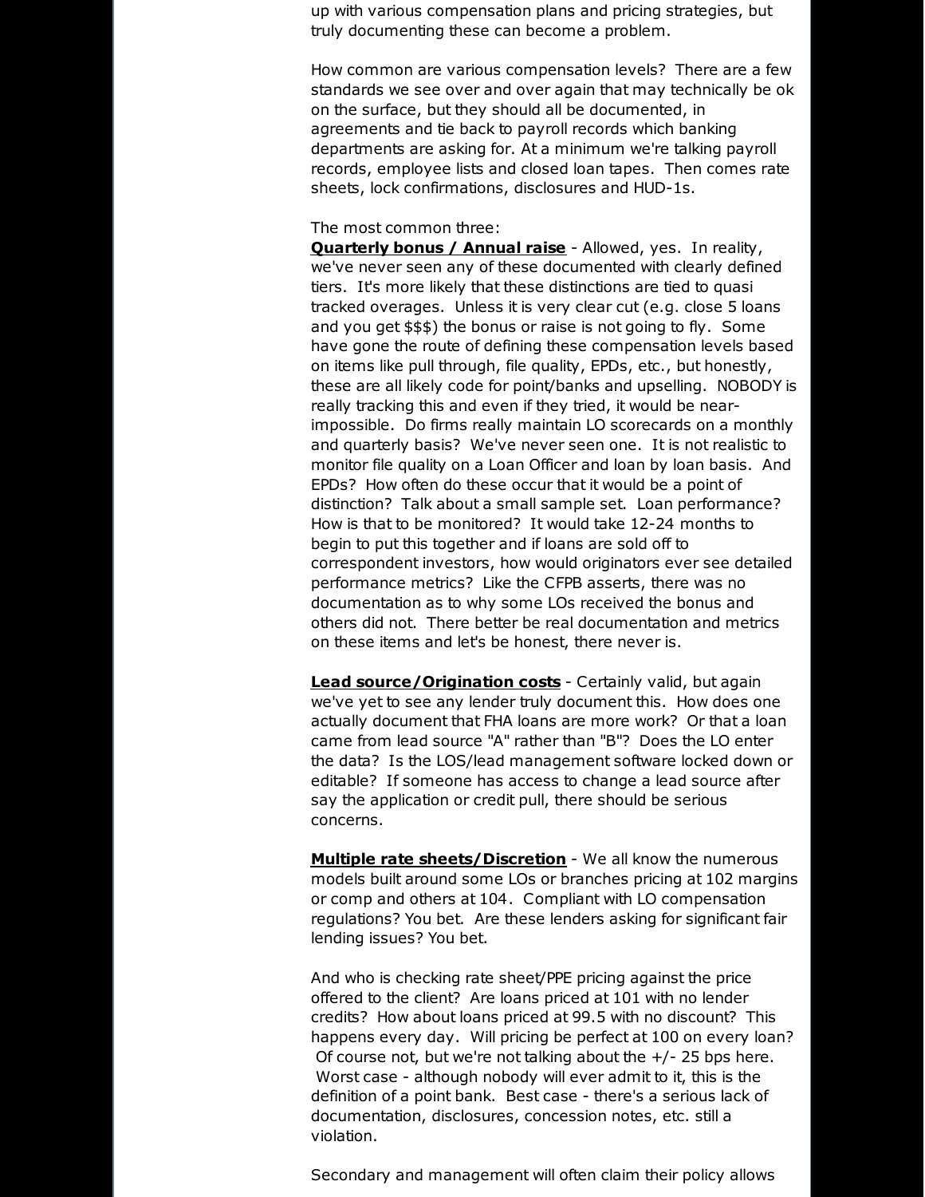up with various compensation plans and pricing strategies, but truly documenting these can become a problem.

How common are various compensation levels? There are a few standards we see over and over again that may technically be ok on the surface, but they should all be documented, in agreements and tie back to payroll records which banking departments are asking for. At a minimum we're talking payroll records, employee lists and closed loan tapes. Then comes rate sheets, lock confirmations, disclosures and HUD-1s.

The most common three:

**Quarterly bonus / Annual raise** - Allowed, yes. In reality, we've never seen any of these documented with clearly defined tiers. It's more likely that these distinctions are tied to quasi tracked overages. Unless it is very clear cut (e.g. close 5 loans and you get $$$) the bonus or raise is not going to fly. Some have gone the route of defining these compensation levels based on items like pull through, file quality, EPDs, etc., but honestly, these are all likely code for point/banks and upselling. NOBODY is really tracking this and even if they tried, it would be near-impossible. Do firms really maintain LO scorecards on a monthly and quarterly basis? We've never seen one. It is not realistic to monitor file quality on a Loan Officer and loan by loan basis. And EPDs? How often do these occur that it would be a point of distinction? Talk about a small sample set. Loan performance? How is that to be monitored? It would take 12-24 months to begin to put this together and if loans are sold off to correspondent investors, how would originators ever see detailed performance metrics? Like the CFPB asserts, there was no documentation as to why some LOs received the bonus and others did not. There better be real documentation and metrics on these items and let's be honest, there never is.

**Lead source/Origination costs** - Certainly valid, but again we've yet to see any lender truly document this. How does one actually document that FHA loans are more work? Or that a loan came from lead source "A" rather than "B"? Does the LO enter the data? Is the LOS/lead management software locked down or editable? If someone has access to change a lead source after say the application or credit pull, there should be serious concerns.

**Multiple rate sheets/Discretion** - We all know the numerous models built around some LOs or branches pricing at 102 margins or comp and others at 104. Compliant with LO compensation regulations? You bet. Are these lenders asking for significant fair lending issues? You bet.

And who is checking rate sheet/PPE pricing against the price offered to the client? Are loans priced at 101 with no lender credits? How about loans priced at 99.5 with no discount? This happens every day. Will pricing be perfect at 100 on every loan? Of course not, but we're not talking about the +/- 25 bps here. Worst case - although nobody will ever admit to it, this is the definition of a point bank. Best case - there's a serious lack of documentation, disclosures, concession notes, etc. still a violation.

Secondary and management will often claim their policy allows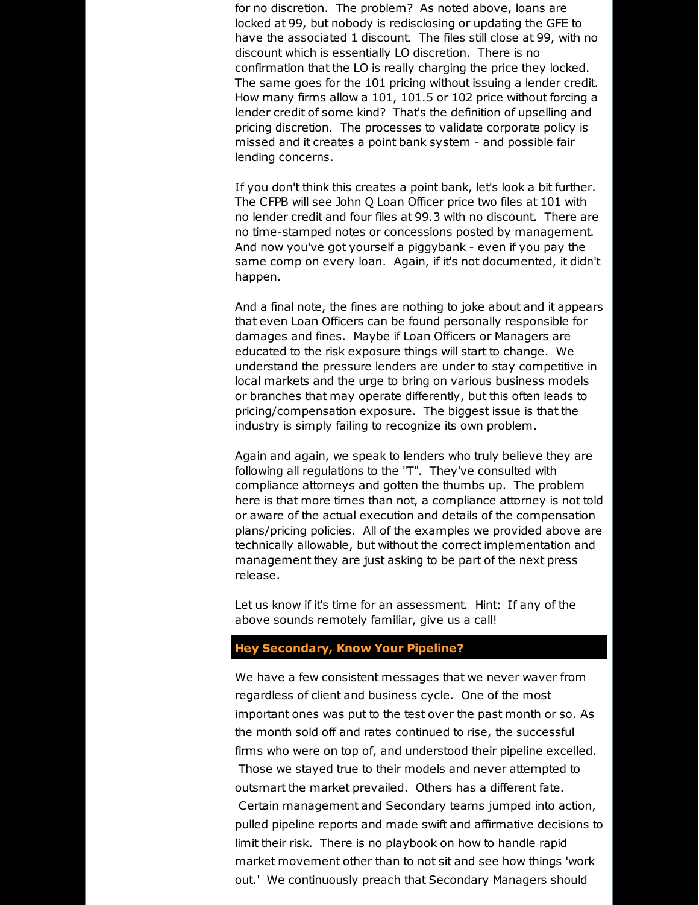for no discretion. The problem? As noted above, loans are locked at 99, but nobody is redisclosing or updating the GFE to have the associated 1 discount. The files still close at 99, with no discount which is essentially LO discretion. There is no confirmation that the LO is really charging the price they locked. The same goes for the 101 pricing without issuing a lender credit. How many firms allow a 101, 101.5 or 102 price without forcing a lender credit of some kind? That's the definition of upselling and pricing discretion. The processes to validate corporate policy is missed and it creates a point bank system - and possible fair lending concerns.

If you don't think this creates a point bank, let's look a bit further. The CFPB will see John Q Loan Officer price two files at 101 with no lender credit and four files at 99.3 with no discount. There are no time-stamped notes or concessions posted by management. And now you've got yourself a piggybank - even if you pay the same comp on every loan. Again, if it's not documented, it didn't happen.

And a final note, the fines are nothing to joke about and it appears that even Loan Officers can be found personally responsible for damages and fines. Maybe if Loan Officers or Managers are educated to the risk exposure things will start to change. We understand the pressure lenders are under to stay competitive in local markets and the urge to bring on various business models or branches that may operate differently, but this often leads to pricing/compensation exposure. The biggest issue is that the industry is simply failing to recognize its own problem.

Again and again, we speak to lenders who truly believe they are following all regulations to the "T". They've consulted with compliance attorneys and gotten the thumbs up. The problem here is that more times than not, a compliance attorney is not told or aware of the actual execution and details of the compensation plans/pricing policies. All of the examples we provided above are technically allowable, but without the correct implementation and management they are just asking to be part of the next press release.

Let us know if it's time for an assessment. Hint: If any of the above sounds remotely familiar, give us a call!

## Hey Secondary, Know Your Pipeline?

We have a few consistent messages that we never waver from regardless of client and business cycle. One of the most important ones was put to the test over the past month or so. As the month sold off and rates continued to rise, the successful firms who were on top of, and understood their pipeline excelled. Those we stayed true to their models and never attempted to outsmart the market prevailed. Others has a different fate. Certain management and Secondary teams jumped into action, pulled pipeline reports and made swift and affirmative decisions to limit their risk. There is no playbook on how to handle rapid market movement other than to not sit and see how things 'work out.' We continuously preach that Secondary Managers should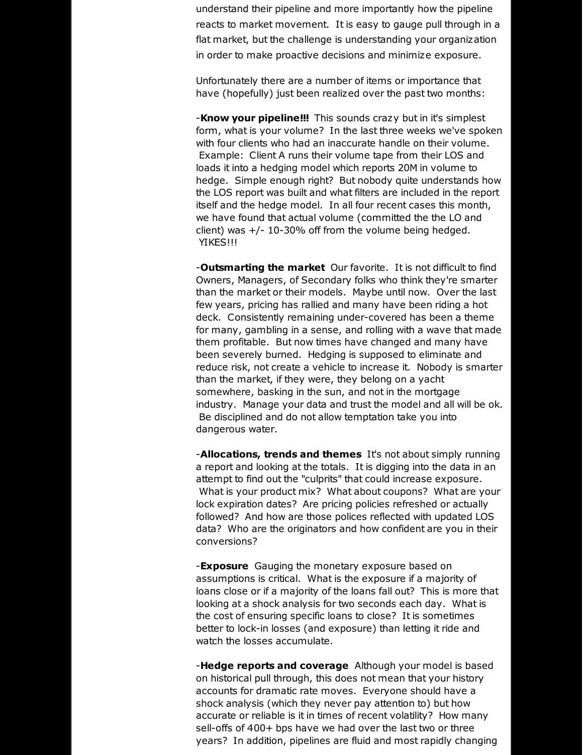understand their pipeline and more importantly how the pipeline reacts to market movement. It is easy to gauge pull through in a flat market, but the challenge is understanding your organization in order to make proactive decisions and minimize exposure.

Unfortunately there are a number of items or importance that have (hopefully) just been realized over the past two months:

-**Know your pipeline!!!** This sounds crazy but in it's simplest form, what is your volume? In the last three weeks we've spoken with four clients who had an inaccurate handle on their volume. Example: Client A runs their volume tape from their LOS and loads it into a hedging model which reports 20M in volume to hedge. Simple enough right? But nobody quite understands how the LOS report was built and what filters are included in the report itself and the hedge model. In all four recent cases this month, we have found that actual volume (committed the the LO and client) was +/- 10-30% off from the volume being hedged. YIKES!!!

-**Outsmarting the market** Our favorite. It is not difficult to find Owners, Managers, of Secondary folks who think they're smarter than the market or their models. Maybe until now. Over the last few years, pricing has rallied and many have been riding a hot deck. Consistently remaining under-covered has been a theme for many, gambling in a sense, and rolling with a wave that made them profitable. But now times have changed and many have been severely burned. Hedging is supposed to eliminate and reduce risk, not create a vehicle to increase it. Nobody is smarter than the market, if they were, they belong on a yacht somewhere, basking in the sun, and not in the mortgage industry. Manage your data and trust the model and all will be ok. Be disciplined and do not allow temptation take you into dangerous water.

-**Allocations, trends and themes** It's not about simply running a report and looking at the totals. It is digging into the data in an attempt to find out the "culprits" that could increase exposure. What is your product mix? What about coupons? What are your lock expiration dates? Are pricing policies refreshed or actually followed? And how are those polices reflected with updated LOS data? Who are the originators and how confident are you in their conversions?

-**Exposure** Gauging the monetary exposure based on assumptions is critical. What is the exposure if a majority of loans close or if a majority of the loans fall out? This is more that looking at a shock analysis for two seconds each day. What is the cost of ensuring specific loans to close? It is sometimes better to lock-in losses (and exposure) than letting it ride and watch the losses accumulate.

-**Hedge reports and coverage** Although your model is based on historical pull through, this does not mean that your history accounts for dramatic rate moves. Everyone should have a shock analysis (which they never pay attention to) but how accurate or reliable is it in times of recent volatility? How many sell-offs of 400+ bps have we had over the last two or three years? In addition, pipelines are fluid and most rapidly changing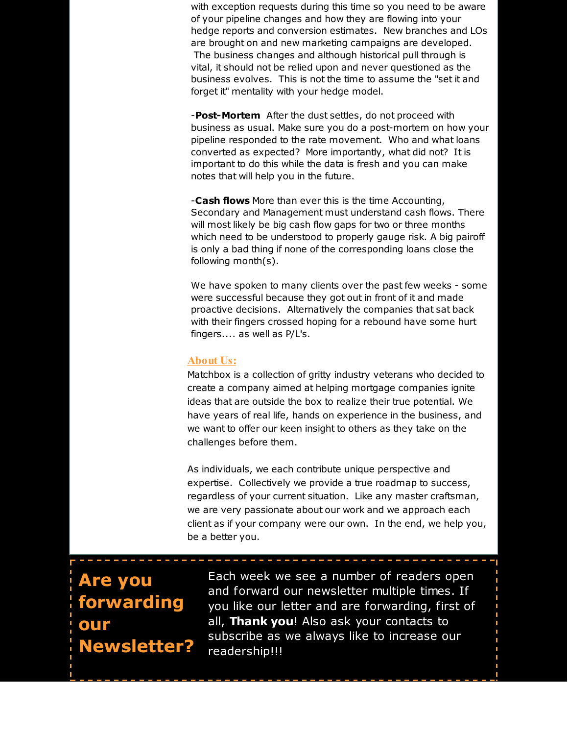with exception requests during this time so you need to be aware of your pipeline changes and how they are flowing into your hedge reports and conversion estimates. New branches and LOs are brought on and new marketing campaigns are developed. The business changes and although historical pull through is vital, it should not be relied upon and never questioned as the business evolves. This is not the time to assume the "set it and forget it" mentality with your hedge model.

-**Post-Mortem** After the dust settles, do not proceed with business as usual. Make sure you do a post-mortem on how your pipeline responded to the rate movement. Who and what loans converted as expected? More importantly, what did not? It is important to do this while the data is fresh and you can make notes that will help you in the future.

-**Cash flows** More than ever this is the time Accounting, Secondary and Management must understand cash flows. There will most likely be big cash flow gaps for two or three months which need to be understood to properly gauge risk. A big pairoff is only a bad thing if none of the corresponding loans close the following month(s).

We have spoken to many clients over the past few weeks - some were successful because they got out in front of it and made proactive decisions. Alternatively the companies that sat back with their fingers crossed hoping for a rebound have some hurt fingers.... as well as P/L's.

## About Us:

Matchbox is a collection of gritty industry veterans who decided to create a company aimed at helping mortgage companies ignite ideas that are outside the box to realize their true potential. We have years of real life, hands on experience in the business, and we want to offer our keen insight to others as they take on the challenges before them.

As individuals, we each contribute unique perspective and expertise. Collectively we provide a true roadmap to success, regardless of your current situation. Like any master craftsman, we are very passionate about our work and we approach each client as if your company were our own. In the end, we help you, be a better you.

## Are you forwarding our Newsletter?

Each week we see a number of readers open and forward our newsletter multiple times. If you like our letter and are forwarding, first of all, **Thank you**! Also ask your contacts to subscribe as we always like to increase our readership!!!